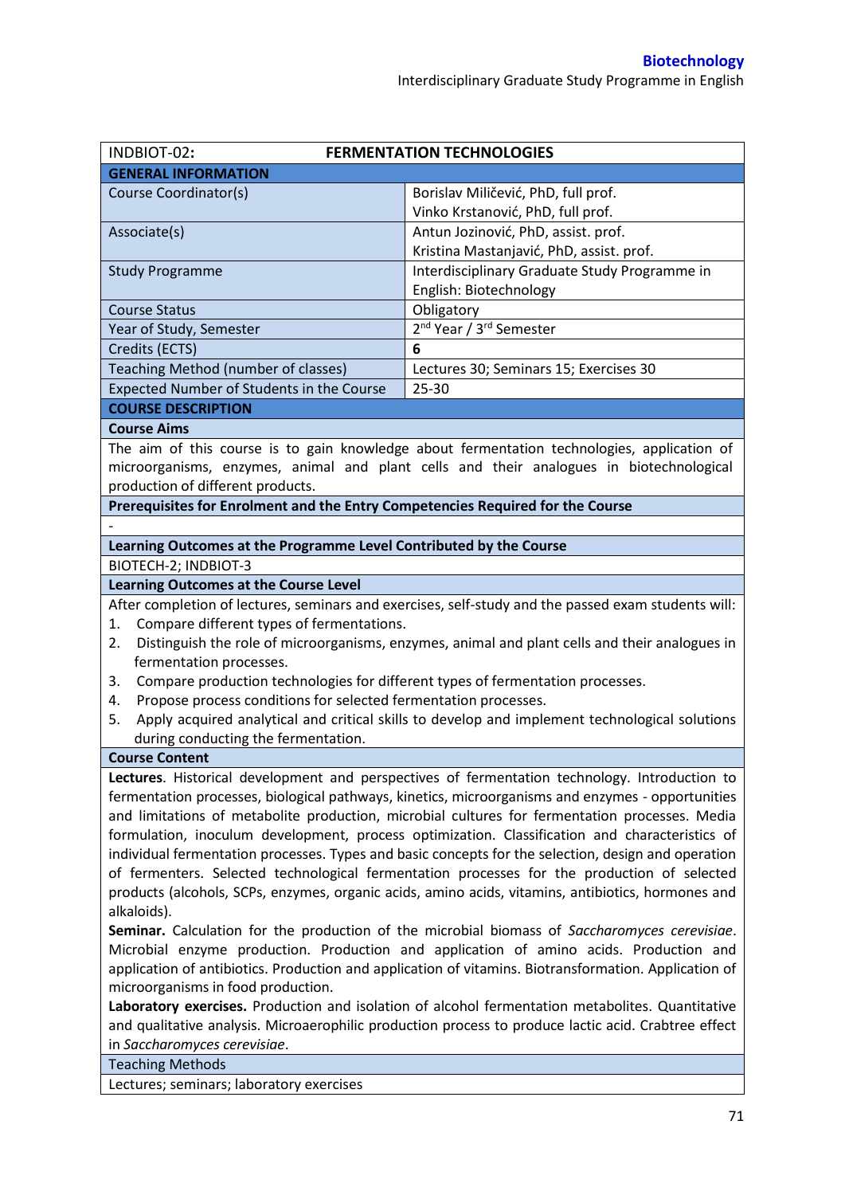| INDBIOT-02: | FERMENTATION TECHNOLOGIES |
|---|---|
| **GENERAL INFORMATION** | |
| Course Coordinator(s) | Borislav Miličević, PhD, full prof.<br>Vinko Krstanović, PhD, full prof. |
| Associate(s) | Antun Jozinović, PhD, assist. prof.<br>Kristina Mastanjavić, PhD, assist. prof. |
| Study Programme | Interdisciplinary Graduate Study Programme in English: Biotechnology |
| Course Status | Obligatory |
| Year of Study, Semester | 2nd Year / 3rd Semester |
| Credits (ECTS) | **6** |
| Teaching Method (number of classes) | Lectures 30; Seminars 15; Exercises 30 |
| Expected Number of Students in the Course | 25-30 |

**COURSE DESCRIPTION**

**Course Aims**

The aim of this course is to gain knowledge about fermentation technologies, application of microorganisms, enzymes, animal and plant cells and their analogues in biotechnological production of different products.

**Prerequisites for Enrolment and the Entry Competencies Required for the Course**

-

**Learning Outcomes at the Programme Level Contributed by the Course**

BIOTECH-2; INDBIOT-3

**Learning Outcomes at the Course Level**

After completion of lectures, seminars and exercises, self-study and the passed exam students will:

1. Compare different types of fermentations.
2. Distinguish the role of microorganisms, enzymes, animal and plant cells and their analogues in fermentation processes.
3. Compare production technologies for different types of fermentation processes.
4. Propose process conditions for selected fermentation processes.
5. Apply acquired analytical and critical skills to develop and implement technological solutions during conducting the fermentation.

**Course Content**

**Lectures**. Historical development and perspectives of fermentation technology. Introduction to fermentation processes, biological pathways, kinetics, microorganisms and enzymes - opportunities and limitations of metabolite production, microbial cultures for fermentation processes. Media formulation, inoculum development, process optimization. Classification and characteristics of individual fermentation processes. Types and basic concepts for the selection, design and operation of fermenters. Selected technological fermentation processes for the production of selected products (alcohols, SCPs, enzymes, organic acids, amino acids, vitamins, antibiotics, hormones and alkaloids).

**Seminar.** Calculation for the production of the microbial biomass of *Saccharomyces cerevisiae*. Microbial enzyme production. Production and application of amino acids. Production and application of antibiotics. Production and application of vitamins. Biotransformation. Application of microorganisms in food production.

**Laboratory exercises.** Production and isolation of alcohol fermentation metabolites. Quantitative and qualitative analysis. Microaerophilic production process to produce lactic acid. Crabtree effect in *Saccharomyces cerevisiae*.

Teaching Methods

Lectures; seminars; laboratory exercises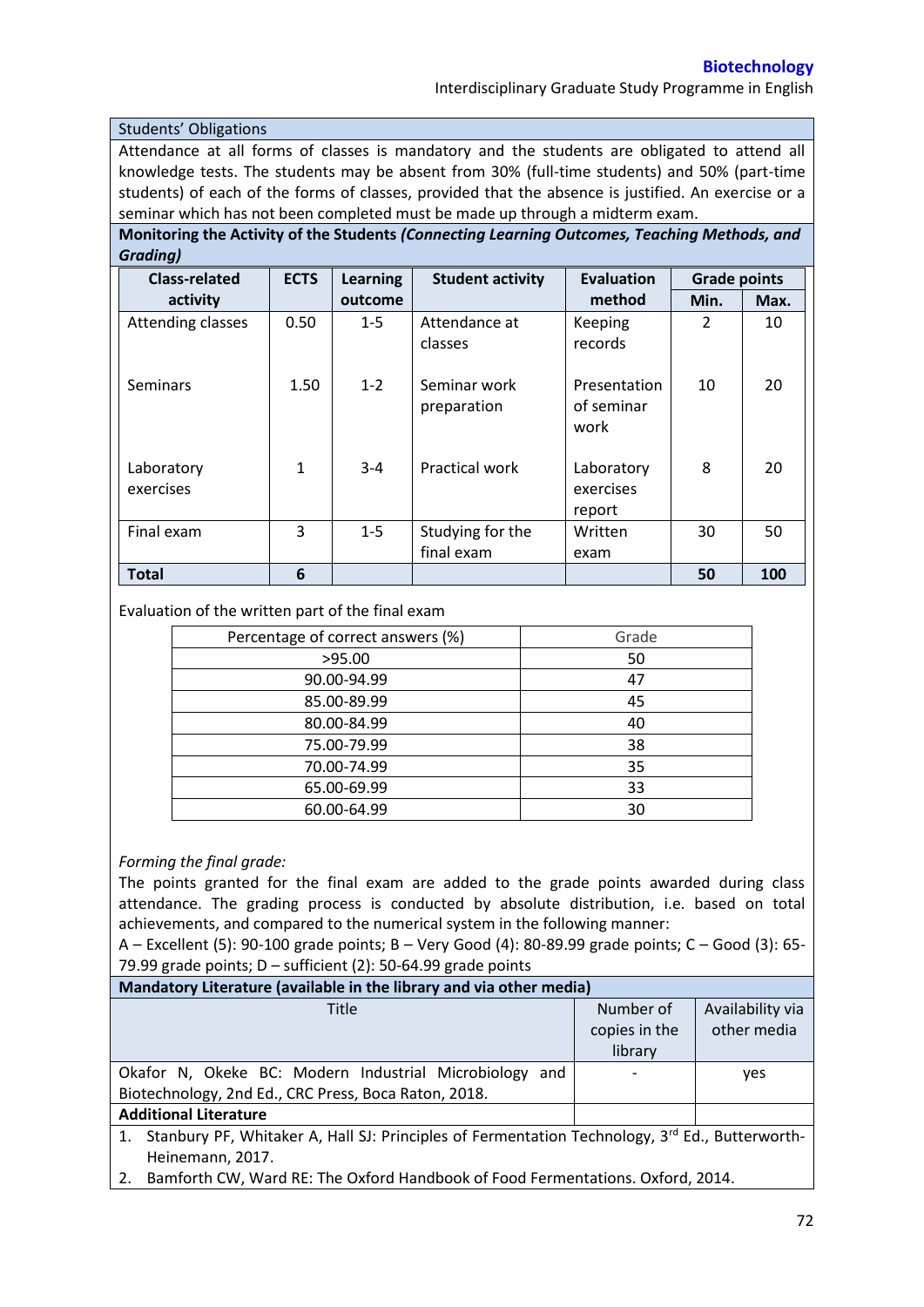## Students' Obligations

Attendance at all forms of classes is mandatory and the students are obligated to attend all knowledge tests. The students may be absent from 30% (full-time students) and 50% (part-time students) of each of the forms of classes, provided that the absence is justified. An exercise or a seminar which has not been completed must be made up through a midterm exam.

## Monitoring the Activity of the Students *(Connecting Learning Outcomes, Teaching Methods, and Grading)*

| Class-related activity | ECTS | Learning outcome | Student activity | Evaluation method | Grade points | |
|---|---|---|---|---|---|---|
| | | | | | Min. | Max. |
| Attending classes | 0.50 | 1-5 | Attendance at classes | Keeping records | 2 | 10 |
| Seminars | 1.50 | 1-2 | Seminar work preparation | Presentation of seminar work | 10 | 20 |
| Laboratory exercises | 1 | 3-4 | Practical work | Laboratory exercises report | 8 | 20 |
| Final exam | 3 | 1-5 | Studying for the final exam | Written exam | 30 | 50 |
| **Total** | **6** | | | | **50** | **100** |

Evaluation of the written part of the final exam

| Percentage of correct answers (%) | Grade |
|---|---|
| >95.00 | 50 |
| 90.00-94.99 | 47 |
| 85.00-89.99 | 45 |
| 80.00-84.99 | 40 |
| 75.00-79.99 | 38 |
| 70.00-74.99 | 35 |
| 65.00-69.99 | 33 |
| 60.00-64.99 | 30 |

*Forming the final grade:*

The points granted for the final exam are added to the grade points awarded during class attendance. The grading process is conducted by absolute distribution, i.e. based on total achievements, and compared to the numerical system in the following manner:

A – Excellent (5): 90-100 grade points; B – Very Good (4): 80-89.99 grade points; C – Good (3): 65-79.99 grade points; D – sufficient (2): 50-64.99 grade points

## Mandatory Literature (available in the library and via other media)

| Title | Number of copies in the library | Availability via other media |
|---|---|---|
| Okafor N, Okeke BC: Modern Industrial Microbiology and Biotechnology, 2nd Ed., CRC Press, Boca Raton, 2018. | - | yes |

## Additional Literature

1. Stanbury PF, Whitaker A, Hall SJ: Principles of Fermentation Technology, 3rd Ed., Butterworth-Heinemann, 2017.
2. Bamforth CW, Ward RE: The Oxford Handbook of Food Fermentations. Oxford, 2014.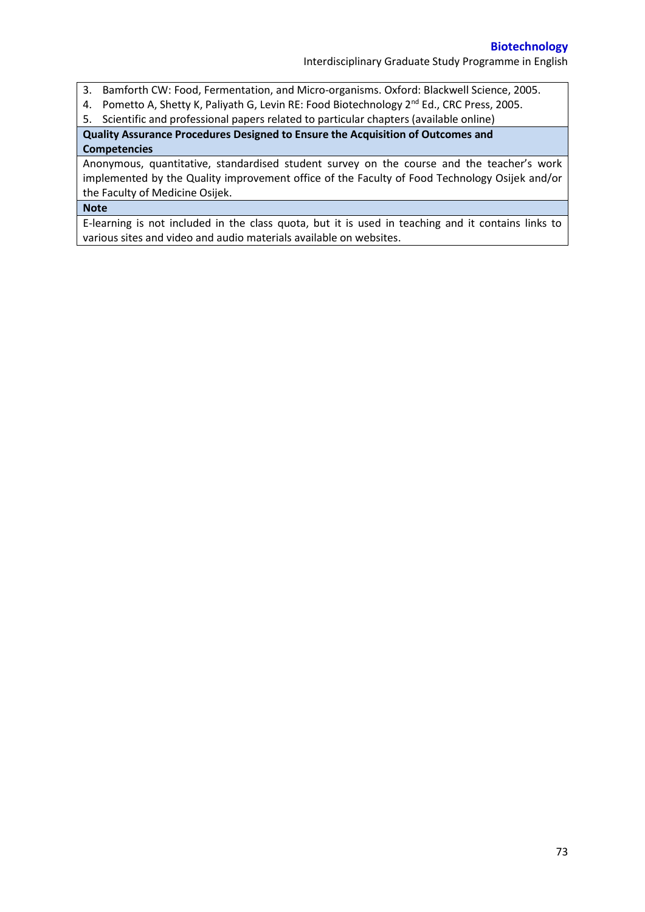3. Bamforth CW: Food, Fermentation, and Micro-organisms. Oxford: Blackwell Science, 2005.
4. Pometto A, Shetty K, Paliyath G, Levin RE: Food Biotechnology 2nd Ed., CRC Press, 2005.
5. Scientific and professional papers related to particular chapters (available online)

**Quality Assurance Procedures Designed to Ensure the Acquisition of Outcomes and Competencies**

Anonymous, quantitative, standardised student survey on the course and the teacher's work implemented by the Quality improvement office of the Faculty of Food Technology Osijek and/or the Faculty of Medicine Osijek.

**Note**

E-learning is not included in the class quota, but it is used in teaching and it contains links to various sites and video and audio materials available on websites.